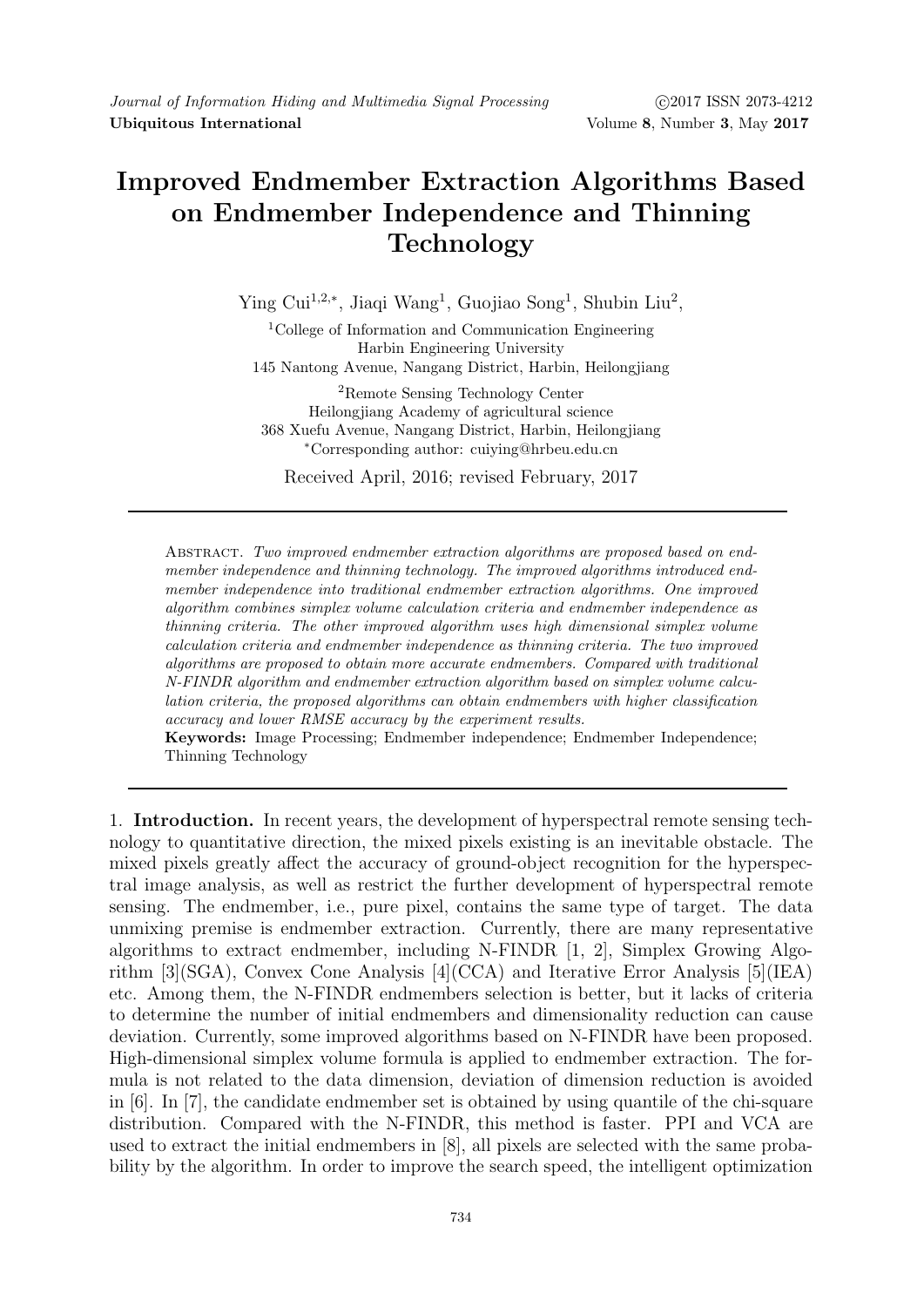# Improved Endmember Extraction Algorithms Based on Endmember Independence and Thinning Technology

Ying Cui[1,2,*], Jiaqi Wang[1], Guojiao Song[1], Shubin Liu[2],

[1]College of Information and Communication Engineering
Harbin Engineering University
145 Nantong Avenue, Nangang District, Harbin, Heilongjiang

[2]Remote Sensing Technology Center
Heilongjiang Academy of agricultural science
368 Xuefu Avenue, Nangang District, Harbin, Heilongjiang
*Corresponding author: cuiying@hrbeu.edu.cn

Received April, 2016; revised February, 2017

Abstract. *Two improved endmember extraction algorithms are proposed based on endmember independence and thinning technology. The improved algorithms introduced endmember independence into traditional endmember extraction algorithms. One improved algorithm combines simplex volume calculation criteria and endmember independence as thinning criteria. The other improved algorithm uses high dimensional simplex volume calculation criteria and endmember independence as thinning criteria. The two improved algorithms are proposed to obtain more accurate endmembers. Compared with traditional N-FINDR algorithm and endmember extraction algorithm based on simplex volume calculation criteria, the proposed algorithms can obtain endmembers with higher classification accuracy and lower RMSE accuracy by the experiment results.*

**Keywords:** Image Processing; Endmember independence; Endmember Independence; Thinning Technology

1. **Introduction.** In recent years, the development of hyperspectral remote sensing technology to quantitative direction, the mixed pixels existing is an inevitable obstacle. The mixed pixels greatly affect the accuracy of ground-object recognition for the hyperspectral image analysis, as well as restrict the further development of hyperspectral remote sensing. The endmember, i.e., pure pixel, contains the same type of target. The data unmixing premise is endmember extraction. Currently, there are many representative algorithms to extract endmember, including N-FINDR [1, 2], Simplex Growing Algorithm [3](SGA), Convex Cone Analysis [4](CCA) and Iterative Error Analysis [5](IEA) etc. Among them, the N-FINDR endmembers selection is better, but it lacks of criteria to determine the number of initial endmembers and dimensionality reduction can cause deviation. Currently, some improved algorithms based on N-FINDR have been proposed. High-dimensional simplex volume formula is applied to endmember extraction. The formula is not related to the data dimension, deviation of dimension reduction is avoided in [6]. In [7], the candidate endmember set is obtained by using quantile of the chi-square distribution. Compared with the N-FINDR, this method is faster. PPI and VCA are used to extract the initial endmembers in [8], all pixels are selected with the same probability by the algorithm. In order to improve the search speed, the intelligent optimization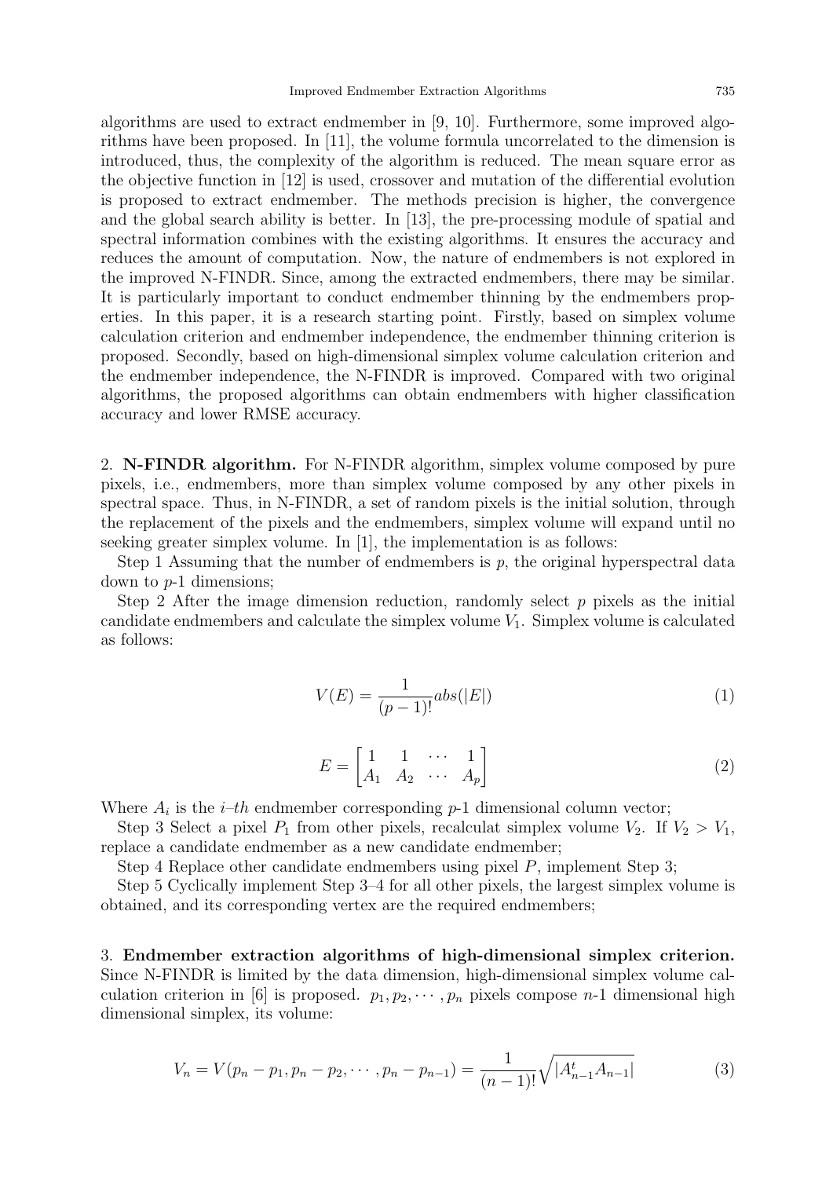algorithms are used to extract endmember in [9, 10]. Furthermore, some improved algorithms have been proposed. In [11], the volume formula uncorrelated to the dimension is introduced, thus, the complexity of the algorithm is reduced. The mean square error as the objective function in [12] is used, crossover and mutation of the differential evolution is proposed to extract endmember. The methods precision is higher, the convergence and the global search ability is better. In [13], the pre-processing module of spatial and spectral information combines with the existing algorithms. It ensures the accuracy and reduces the amount of computation. Now, the nature of endmembers is not explored in the improved N-FINDR. Since, among the extracted endmembers, there may be similar. It is particularly important to conduct endmember thinning by the endmembers properties. In this paper, it is a research starting point. Firstly, based on simplex volume calculation criterion and endmember independence, the endmember thinning criterion is proposed. Secondly, based on high-dimensional simplex volume calculation criterion and the endmember independence, the N-FINDR is improved. Compared with two original algorithms, the proposed algorithms can obtain endmembers with higher classification accuracy and lower RMSE accuracy.

## 2. N-FINDR algorithm.

For N-FINDR algorithm, simplex volume composed by pure pixels, i.e., endmembers, more than simplex volume composed by any other pixels in spectral space. Thus, in N-FINDR, a set of random pixels is the initial solution, through the replacement of the pixels and the endmembers, simplex volume will expand until no seeking greater simplex volume. In [1], the implementation is as follows:

Step 1 Assuming that the number of endmembers is $p$, the original hyperspectral data down to $p$-1 dimensions;

Step 2 After the image dimension reduction, randomly select $p$ pixels as the initial candidate endmembers and calculate the simplex volume $V_1$. Simplex volume is calculated as follows:

$$V(E) = \frac{1}{(p-1)!} abs(|E|) \tag{1}$$

$$E = \begin{bmatrix} 1 & 1 & \cdots & 1 \\ A_1 & A_2 & \cdots & A_p \end{bmatrix} \tag{2}$$

Where $A_i$ is the $i$–$th$ endmember corresponding $p$-1 dimensional column vector;

Step 3 Select a pixel $P_1$ from other pixels, recalculat simplex volume $V_2$. If $V_2 > V_1$, replace a candidate endmember as a new candidate endmember;

Step 4 Replace other candidate endmembers using pixel $P$, implement Step 3;

Step 5 Cyclically implement Step 3–4 for all other pixels, the largest simplex volume is obtained, and its corresponding vertex are the required endmembers;

## 3. Endmember extraction algorithms of high-dimensional simplex criterion.

Since N-FINDR is limited by the data dimension, high-dimensional simplex volume calculation criterion in [6] is proposed. $p_1, p_2, \cdots, p_n$ pixels compose $n$-1 dimensional high dimensional simplex, its volume:

$$V_n = V(p_n - p_1, p_n - p_2, \cdots, p_n - p_{n-1}) = \frac{1}{(n-1)!} \sqrt{|A_{n-1}^t A_{n-1}|} \tag{3}$$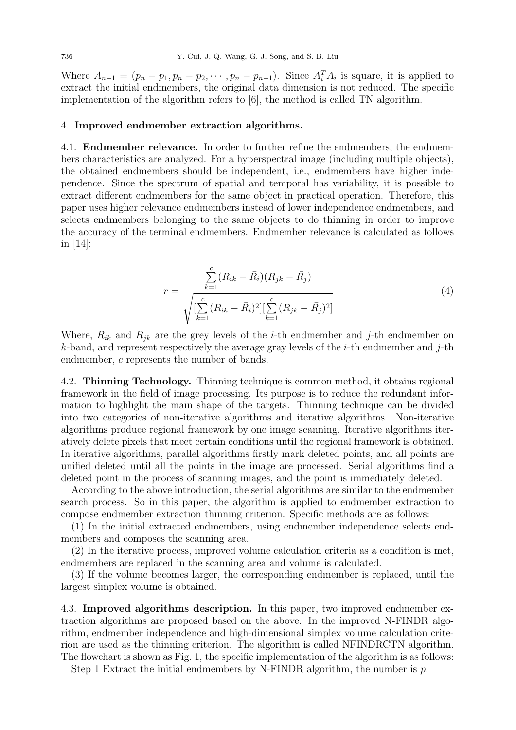Where $A_{n-1} = (p_n - p_1, p_n - p_2, \cdots, p_n - p_{n-1})$. Since $A_i^T A_i$ is square, it is applied to extract the initial endmembers, the original data dimension is not reduced. The specific implementation of the algorithm refers to [6], the method is called TN algorithm.

## 4. Improved endmember extraction algorithms.

**4.1. Endmember relevance.** In order to further refine the endmembers, the endmembers characteristics are analyzed. For a hyperspectral image (including multiple objects), the obtained endmembers should be independent, i.e., endmembers have higher independence. Since the spectrum of spatial and temporal has variability, it is possible to extract different endmembers for the same object in practical operation. Therefore, this paper uses higher relevance endmembers instead of lower independence endmembers, and selects endmembers belonging to the same objects to do thinning in order to improve the accuracy of the terminal endmembers. Endmember relevance is calculated as follows in [14]:

$$r = \frac{\sum\limits_{k=1}^{c} (R_{ik} - \bar{R}_i)(R_{jk} - \bar{R}_j)}{\sqrt{[\sum\limits_{k=1}^{c} (R_{ik} - \bar{R}_i)^2][\sum\limits_{k=1}^{c} (R_{jk} - \bar{R}_j)^2]}} \tag{4}$$

Where, $R_{ik}$ and $R_{jk}$ are the grey levels of the $i$-th endmember and $j$-th endmember on $k$-band, and represent respectively the average gray levels of the $i$-th endmember and $j$-th endmember, $c$ represents the number of bands.

**4.2. Thinning Technology.** Thinning technique is common method, it obtains regional framework in the field of image processing. Its purpose is to reduce the redundant information to highlight the main shape of the targets. Thinning technique can be divided into two categories of non-iterative algorithms and iterative algorithms. Non-iterative algorithms produce regional framework by one image scanning. Iterative algorithms iteratively delete pixels that meet certain conditions until the regional framework is obtained. In iterative algorithms, parallel algorithms firstly mark deleted points, and all points are unified deleted until all the points in the image are processed. Serial algorithms find a deleted point in the process of scanning images, and the point is immediately deleted.

According to the above introduction, the serial algorithms are similar to the endmember search process. So in this paper, the algorithm is applied to endmember extraction to compose endmember extraction thinning criterion. Specific methods are as follows:

(1) In the initial extracted endmembers, using endmember independence selects endmembers and composes the scanning area.

(2) In the iterative process, improved volume calculation criteria as a condition is met, endmembers are replaced in the scanning area and volume is calculated.

(3) If the volume becomes larger, the corresponding endmember is replaced, until the largest simplex volume is obtained.

**4.3. Improved algorithms description.** In this paper, two improved endmember extraction algorithms are proposed based on the above. In the improved N-FINDR algorithm, endmember independence and high-dimensional simplex volume calculation criterion are used as the thinning criterion. The algorithm is called NFINDRCTN algorithm. The flowchart is shown as Fig. 1, the specific implementation of the algorithm is as follows:

Step 1 Extract the initial endmembers by N-FINDR algorithm, the number is $p$;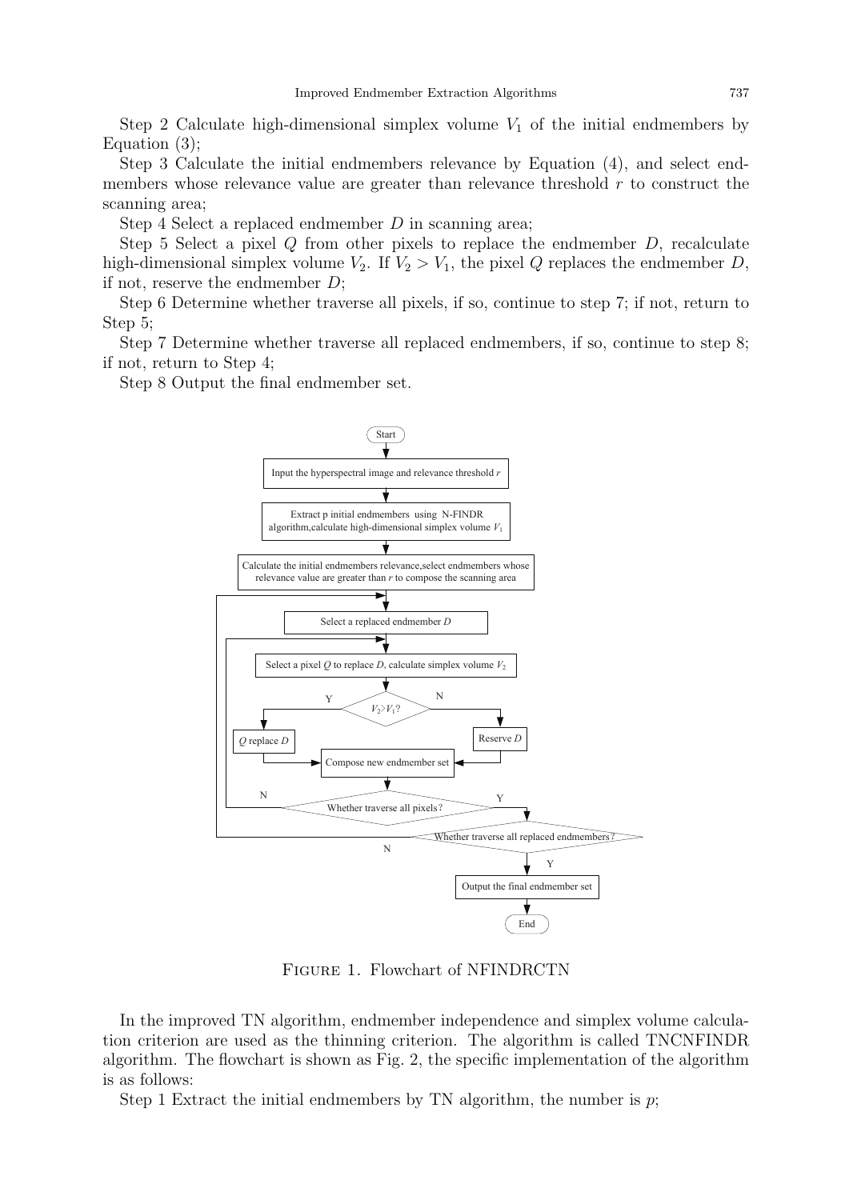Step 2 Calculate high-dimensional simplex volume $V_1$ of the initial endmembers by Equation (3);

Step 3 Calculate the initial endmembers relevance by Equation (4), and select endmembers whose relevance value are greater than relevance threshold $r$ to construct the scanning area;

Step 4 Select a replaced endmember $D$ in scanning area;

Step 5 Select a pixel $Q$ from other pixels to replace the endmember $D$, recalculate high-dimensional simplex volume $V_2$. If $V_2 > V_1$, the pixel $Q$ replaces the endmember $D$, if not, reserve the endmember $D$;

Step 6 Determine whether traverse all pixels, if so, continue to step 7; if not, return to Step 5;

Step 7 Determine whether traverse all replaced endmembers, if so, continue to step 8; if not, return to Step 4;

Step 8 Output the final endmember set.

Figure 1. Flowchart of NFINDRCTN

In the improved TN algorithm, endmember independence and simplex volume calculation criterion are used as the thinning criterion. The algorithm is called TNCNFINDR algorithm. The flowchart is shown as Fig. 2, the specific implementation of the algorithm is as follows:

Step 1 Extract the initial endmembers by TN algorithm, the number is $p$;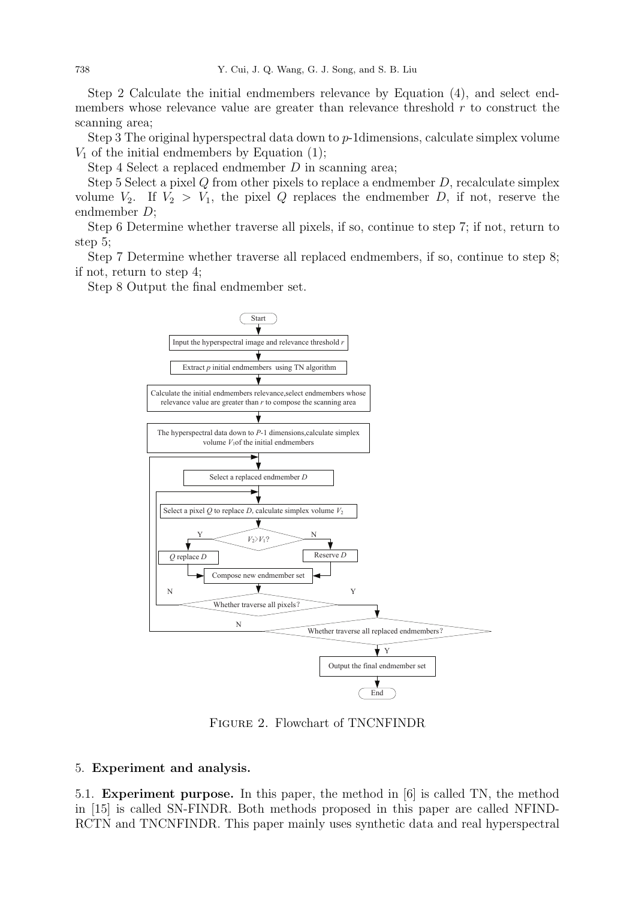Step 2 Calculate the initial endmembers relevance by Equation (4), and select endmembers whose relevance value are greater than relevance threshold $r$ to construct the scanning area;

Step 3 The original hyperspectral data down to $p$-1dimensions, calculate simplex volume $V_1$ of the initial endmembers by Equation (1);

Step 4 Select a replaced endmember $D$ in scanning area;

Step 5 Select a pixel $Q$ from other pixels to replace a endmember $D$, recalculate simplex volume $V_2$. If $V_2 > V_1$, the pixel $Q$ replaces the endmember $D$, if not, reserve the endmember $D$;

Step 6 Determine whether traverse all pixels, if so, continue to step 7; if not, return to step 5;

Step 7 Determine whether traverse all replaced endmembers, if so, continue to step 8; if not, return to step 4;

Step 8 Output the final endmember set.

Figure 2. Flowchart of TNCNFINDR

## 5. Experiment and analysis.

**5.1. Experiment purpose.** In this paper, the method in [6] is called TN, the method in [15] is called SN-FINDR. Both methods proposed in this paper are called NFINDRCTN and TNCNFINDR. This paper mainly uses synthetic data and real hyperspectral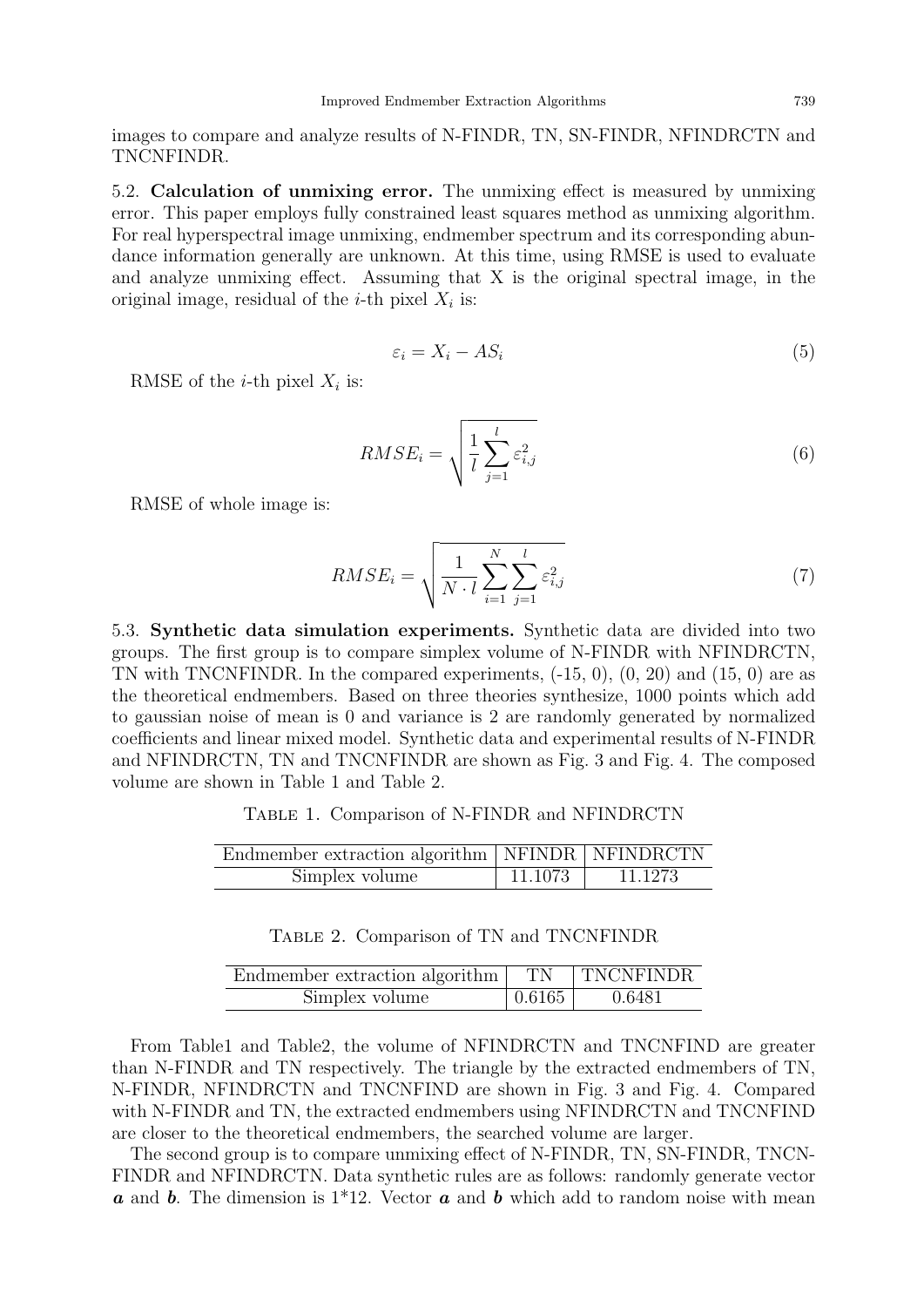images to compare and analyze results of N-FINDR, TN, SN-FINDR, NFINDRCTN and TNCNFINDR.

5.2. **Calculation of unmixing error.** The unmixing effect is measured by unmixing error. This paper employs fully constrained least squares method as unmixing algorithm. For real hyperspectral image unmixing, endmember spectrum and its corresponding abundance information generally are unknown. At this time, using RMSE is used to evaluate and analyze unmixing effect. Assuming that X is the original spectral image, in the original image, residual of the $i$-th pixel $X_i$ is:

$$\varepsilon_i = X_i - AS_i \tag{5}$$

RMSE of the $i$-th pixel $X_i$ is:

$$RMSE_i = \sqrt{\frac{1}{l}\sum_{j=1}^{l}\varepsilon_{i,j}^2} \tag{6}$$

RMSE of whole image is:

$$RMSE_i = \sqrt{\frac{1}{N \cdot l}\sum_{i=1}^{N}\sum_{j=1}^{l}\varepsilon_{i,j}^2} \tag{7}$$

5.3. **Synthetic data simulation experiments.** Synthetic data are divided into two groups. The first group is to compare simplex volume of N-FINDR with NFINDRCTN, TN with TNCNFINDR. In the compared experiments, (-15, 0), (0, 20) and (15, 0) are as the theoretical endmembers. Based on three theories synthesize, 1000 points which add to gaussian noise of mean is 0 and variance is 2 are randomly generated by normalized coefficients and linear mixed model. Synthetic data and experimental results of N-FINDR and NFINDRCTN, TN and TNCNFINDR are shown as Fig. 3 and Fig. 4. The composed volume are shown in Table 1 and Table 2.

Table 1. Comparison of N-FINDR and NFINDRCTN

| Endmember extraction algorithm | NFINDR | NFINDRCTN |
|---|---|---|
| Simplex volume | 11.1073 | 11.1273 |

Table 2. Comparison of TN and TNCNFINDR

| Endmember extraction algorithm | TN | TNCNFINDR |
|---|---|---|
| Simplex volume | 0.6165 | 0.6481 |

From Table1 and Table2, the volume of NFINDRCTN and TNCNFIND are greater than N-FINDR and TN respectively. The triangle by the extracted endmembers of TN, N-FINDR, NFINDRCTN and TNCNFIND are shown in Fig. 3 and Fig. 4. Compared with N-FINDR and TN, the extracted endmembers using NFINDRCTN and TNCNFIND are closer to the theoretical endmembers, the searched volume are larger.

The second group is to compare unmixing effect of N-FINDR, TN, SN-FINDR, TNCNFINDR and NFINDRCTN. Data synthetic rules are as follows: randomly generate vector $\boldsymbol{a}$ and $\boldsymbol{b}$. The dimension is 1*12. Vector $\boldsymbol{a}$ and $\boldsymbol{b}$ which add to random noise with mean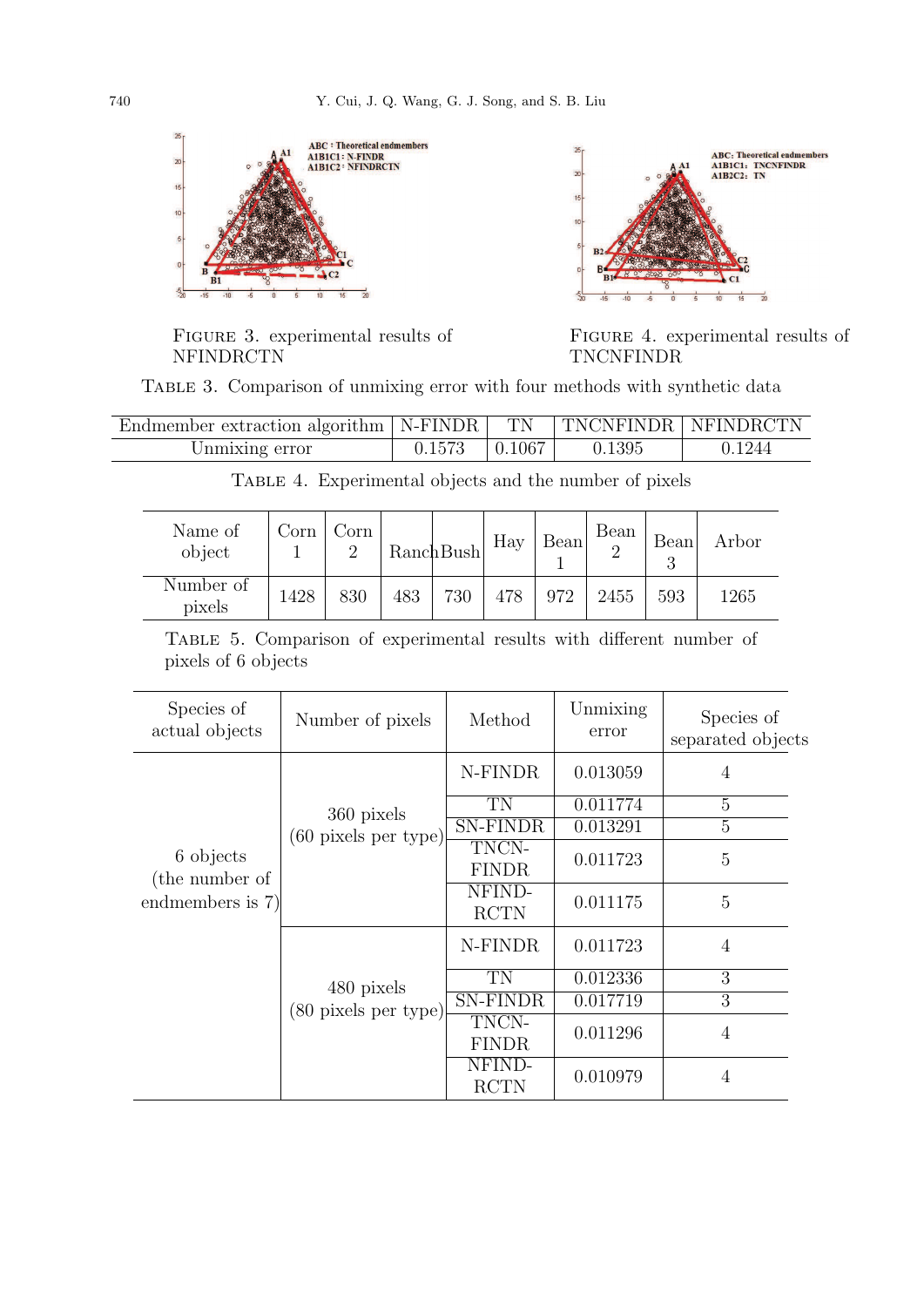Figure 3. experimental results of NFINDRCTN

Figure 4. experimental results of TNCNFINDR

Table 3. Comparison of unmixing error with four methods with synthetic data

| Endmember extraction algorithm | N-FINDR | TN | TNCNFINDR | NFINDRCTN |
|---|---|---|---|---|
| Unmixing error | 0.1573 | 0.1067 | 0.1395 | 0.1244 |

Table 4. Experimental objects and the number of pixels

| Name of object | Corn 1 | Corn 2 | Ranch | Bush | Hay | Bean 1 | Bean 2 | Bean 3 | Arbor |
|---|---|---|---|---|---|---|---|---|---|
| Number of pixels | 1428 | 830 | 483 | 730 | 478 | 972 | 2455 | 593 | 1265 |

Table 5. Comparison of experimental results with different number of pixels of 6 objects

| Species of actual objects | Number of pixels | Method | Unmixing error | Species of separated objects |
|---|---|---|---|---|
| 6 objects (the number of endmembers is 7) | 360 pixels (60 pixels per type) | N-FINDR | 0.013059 | 4 |
| | | TN | 0.011774 | 5 |
| | | SN-FINDR | 0.013291 | 5 |
| | | TNCN-FINDR | 0.011723 | 5 |
| | | NFIND-RCTN | 0.011175 | 5 |
| | 480 pixels (80 pixels per type) | N-FINDR | 0.011723 | 4 |
| | | TN | 0.012336 | 3 |
| | | SN-FINDR | 0.017719 | 3 |
| | | TNCN-FINDR | 0.011296 | 4 |
| | | NFIND-RCTN | 0.010979 | 4 |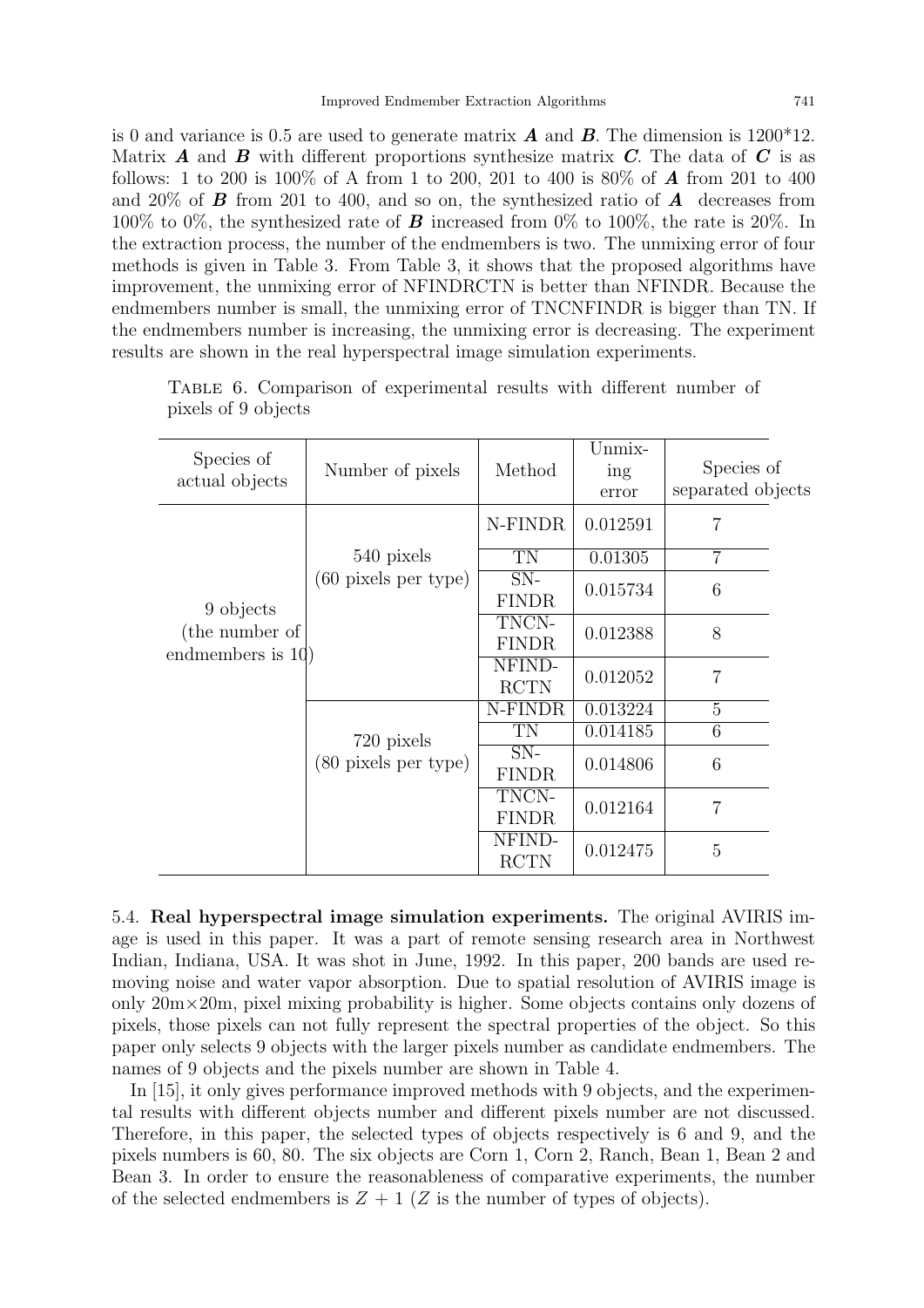is 0 and variance is 0.5 are used to generate matrix $\boldsymbol{A}$ and $\boldsymbol{B}$. The dimension is 1200*12. Matrix $\boldsymbol{A}$ and $\boldsymbol{B}$ with different proportions synthesize matrix $\boldsymbol{C}$. The data of $\boldsymbol{C}$ is as follows: 1 to 200 is 100% of A from 1 to 200, 201 to 400 is 80% of $\boldsymbol{A}$ from 201 to 400 and 20% of $\boldsymbol{B}$ from 201 to 400, and so on, the synthesized ratio of $\boldsymbol{A}$ decreases from 100% to 0%, the synthesized rate of $\boldsymbol{B}$ increased from 0% to 100%, the rate is 20%. In the extraction process, the number of the endmembers is two. The unmixing error of four methods is given in Table 3. From Table 3, it shows that the proposed algorithms have improvement, the unmixing error of NFINDRCTN is better than NFINDR. Because the endmembers number is small, the unmixing error of TNCNFINDR is bigger than TN. If the endmembers number is increasing, the unmixing error is decreasing. The experiment results are shown in the real hyperspectral image simulation experiments.

Table 6. Comparison of experimental results with different number of pixels of 9 objects

| Species of actual objects | Number of pixels | Method | Unmixing error | Species of separated objects |
|---|---|---|---|---|
| 9 objects (the number of endmembers is 10) | 540 pixels (60 pixels per type) | N-FINDR | 0.012591 | 7 |
| | | TN | 0.01305 | 7 |
| | | SN-FINDR | 0.015734 | 6 |
| | | TNCN-FINDR | 0.012388 | 8 |
| | | NFIND-RCTN | 0.012052 | 7 |
| | 720 pixels (80 pixels per type) | N-FINDR | 0.013224 | 5 |
| | | TN | 0.014185 | 6 |
| | | SN-FINDR | 0.014806 | 6 |
| | | TNCN-FINDR | 0.012164 | 7 |
| | | NFIND-RCTN | 0.012475 | 5 |

5.4. **Real hyperspectral image simulation experiments.** The original AVIRIS image is used in this paper. It was a part of remote sensing research area in Northwest Indian, Indiana, USA. It was shot in June, 1992. In this paper, 200 bands are used removing noise and water vapor absorption. Due to spatial resolution of AVIRIS image is only 20m×20m, pixel mixing probability is higher. Some objects contains only dozens of pixels, those pixels can not fully represent the spectral properties of the object. So this paper only selects 9 objects with the larger pixels number as candidate endmembers. The names of 9 objects and the pixels number are shown in Table 4.

In [15], it only gives performance improved methods with 9 objects, and the experimental results with different objects number and different pixels number are not discussed. Therefore, in this paper, the selected types of objects respectively is 6 and 9, and the pixels numbers is 60, 80. The six objects are Corn 1, Corn 2, Ranch, Bean 1, Bean 2 and Bean 3. In order to ensure the reasonableness of comparative experiments, the number of the selected endmembers is $Z + 1$ ($Z$ is the number of types of objects).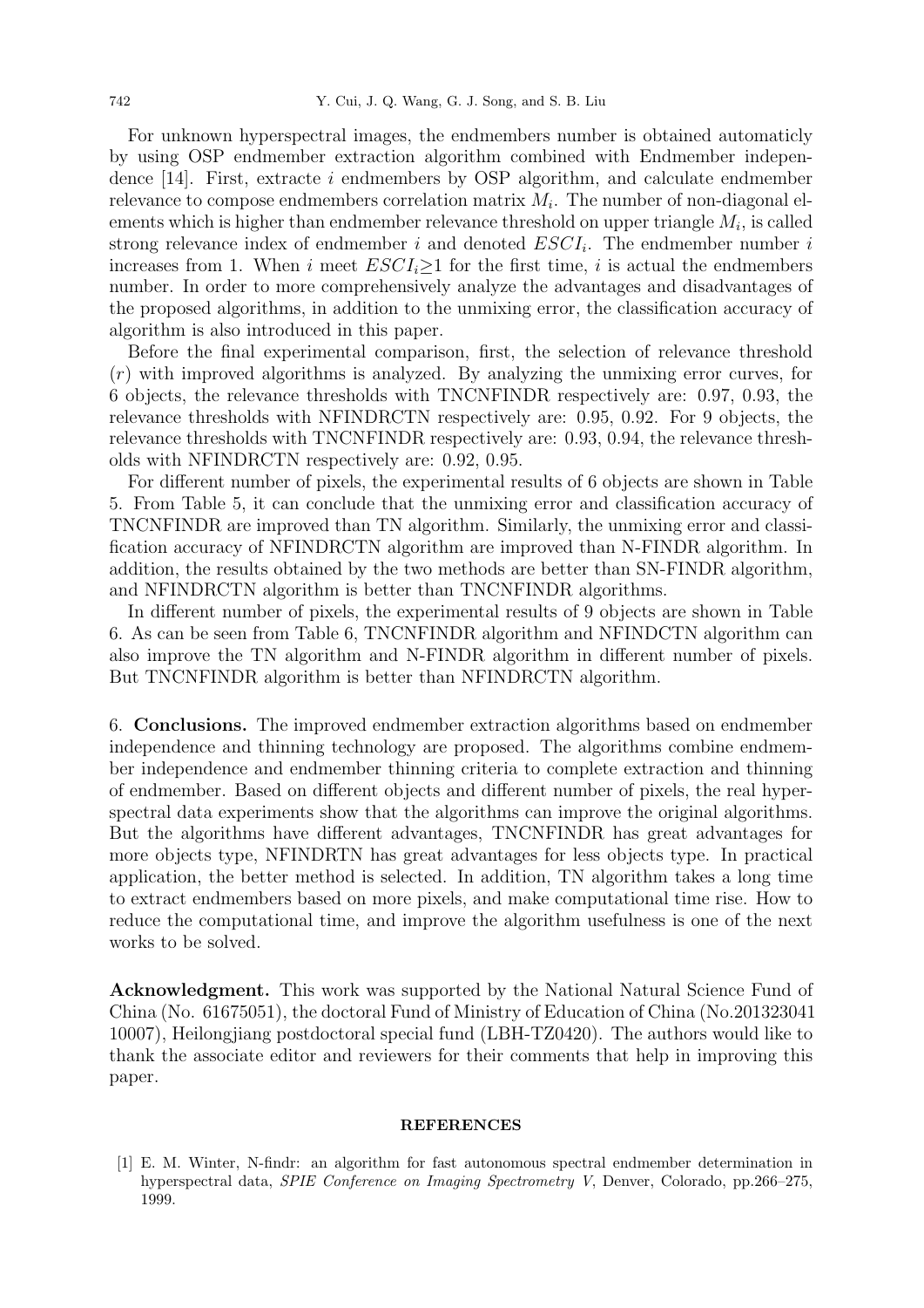For unknown hyperspectral images, the endmembers number is obtained automaticly by using OSP endmember extraction algorithm combined with Endmember independence [14]. First, extracte $i$ endmembers by OSP algorithm, and calculate endmember relevance to compose endmembers correlation matrix $M_i$. The number of non-diagonal elements which is higher than endmember relevance threshold on upper triangle $M_i$, is called strong relevance index of endmember $i$ and denoted $ESCI_i$. The endmember number $i$ increases from 1. When $i$ meet $ESCI_i \geq 1$ for the first time, $i$ is actual the endmembers number. In order to more comprehensively analyze the advantages and disadvantages of the proposed algorithms, in addition to the unmixing error, the classification accuracy of algorithm is also introduced in this paper.

Before the final experimental comparison, first, the selection of relevance threshold ($r$) with improved algorithms is analyzed. By analyzing the unmixing error curves, for 6 objects, the relevance thresholds with TNCNFINDR respectively are: 0.97, 0.93, the relevance thresholds with NFINDRCTN respectively are: 0.95, 0.92. For 9 objects, the relevance thresholds with TNCNFINDR respectively are: 0.93, 0.94, the relevance thresholds with NFINDRCTN respectively are: 0.92, 0.95.

For different number of pixels, the experimental results of 6 objects are shown in Table 5. From Table 5, it can conclude that the unmixing error and classification accuracy of TNCNFINDR are improved than TN algorithm. Similarly, the unmixing error and classification accuracy of NFINDRCTN algorithm are improved than N-FINDR algorithm. In addition, the results obtained by the two methods are better than SN-FINDR algorithm, and NFINDRCTN algorithm is better than TNCNFINDR algorithms.

In different number of pixels, the experimental results of 9 objects are shown in Table 6. As can be seen from Table 6, TNCNFINDR algorithm and NFINDCTN algorithm can also improve the TN algorithm and N-FINDR algorithm in different number of pixels. But TNCNFINDR algorithm is better than NFINDRCTN algorithm.

6. **Conclusions.** The improved endmember extraction algorithms based on endmember independence and thinning technology are proposed. The algorithms combine endmember independence and endmember thinning criteria to complete extraction and thinning of endmember. Based on different objects and different number of pixels, the real hyperspectral data experiments show that the algorithms can improve the original algorithms. But the algorithms have different advantages, TNCNFINDR has great advantages for more objects type, NFINDRTN has great advantages for less objects type. In practical application, the better method is selected. In addition, TN algorithm takes a long time to extract endmembers based on more pixels, and make computational time rise. How to reduce the computational time, and improve the algorithm usefulness is one of the next works to be solved.

**Acknowledgment.** This work was supported by the National Natural Science Fund of China (No. 61675051), the doctoral Fund of Ministry of Education of China (No.201323041 10007), Heilongjiang postdoctoral special fund (LBH-TZ0420). The authors would like to thank the associate editor and reviewers for their comments that help in improving this paper.

## REFERENCES

[1] E. M. Winter, N-findr: an algorithm for fast autonomous spectral endmember determination in hyperspectral data, *SPIE Conference on Imaging Spectrometry V*, Denver, Colorado, pp.266–275, 1999.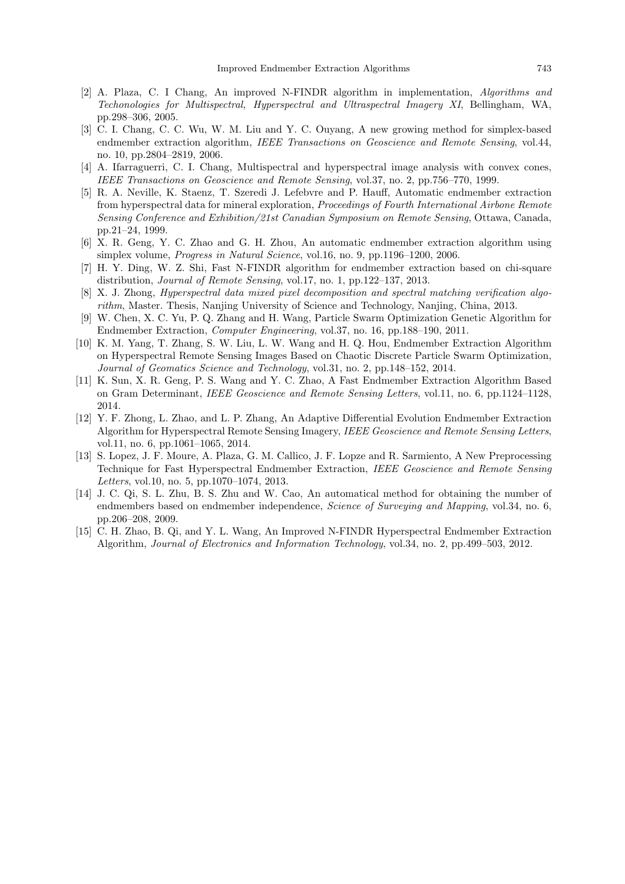[2] A. Plaza, C. I Chang, An improved N-FINDR algorithm in implementation, *Algorithms and Techonologies for Multispectral, Hyperspectral and Ultraspectral Imagery XI*, Bellingham, WA, pp.298–306, 2005.

[3] C. I. Chang, C. C. Wu, W. M. Liu and Y. C. Ouyang, A new growing method for simplex-based endmember extraction algorithm, *IEEE Transactions on Geoscience and Remote Sensing*, vol.44, no. 10, pp.2804–2819, 2006.

[4] A. Ifarraguerri, C. I. Chang, Multispectral and hyperspectral image analysis with convex cones, *IEEE Transactions on Geoscience and Remote Sensing*, vol.37, no. 2, pp.756–770, 1999.

[5] R. A. Neville, K. Staenz, T. Szeredi J. Lefebvre and P. Hauff, Automatic endmember extraction from hyperspectral data for mineral exploration, *Proceedings of Fourth International Airbone Remote Sensing Conference and Exhibition/21st Canadian Symposium on Remote Sensing*, Ottawa, Canada, pp.21–24, 1999.

[6] X. R. Geng, Y. C. Zhao and G. H. Zhou, An automatic endmember extraction algorithm using simplex volume, *Progress in Natural Science*, vol.16, no. 9, pp.1196–1200, 2006.

[7] H. Y. Ding, W. Z. Shi, Fast N-FINDR algorithm for endmember extraction based on chi-square distribution, *Journal of Remote Sensing*, vol.17, no. 1, pp.122–137, 2013.

[8] X. J. Zhong, *Hyperspectral data mixed pixel decomposition and spectral matching verification algorithm*, Master. Thesis, Nanjing University of Science and Technology, Nanjing, China, 2013.

[9] W. Chen, X. C. Yu, P. Q. Zhang and H. Wang, Particle Swarm Optimization Genetic Algorithm for Endmember Extraction, *Computer Engineering*, vol.37, no. 16, pp.188–190, 2011.

[10] K. M. Yang, T. Zhang, S. W. Liu, L. W. Wang and H. Q. Hou, Endmember Extraction Algorithm on Hyperspectral Remote Sensing Images Based on Chaotic Discrete Particle Swarm Optimization, *Journal of Geomatics Science and Technology*, vol.31, no. 2, pp.148–152, 2014.

[11] K. Sun, X. R. Geng, P. S. Wang and Y. C. Zhao, A Fast Endmember Extraction Algorithm Based on Gram Determinant, *IEEE Geoscience and Remote Sensing Letters*, vol.11, no. 6, pp.1124–1128, 2014.

[12] Y. F. Zhong, L. Zhao, and L. P. Zhang, An Adaptive Differential Evolution Endmember Extraction Algorithm for Hyperspectral Remote Sensing Imagery, *IEEE Geoscience and Remote Sensing Letters*, vol.11, no. 6, pp.1061–1065, 2014.

[13] S. Lopez, J. F. Moure, A. Plaza, G. M. Callico, J. F. Lopze and R. Sarmiento, A New Preprocessing Technique for Fast Hyperspectral Endmember Extraction, *IEEE Geoscience and Remote Sensing Letters*, vol.10, no. 5, pp.1070–1074, 2013.

[14] J. C. Qi, S. L. Zhu, B. S. Zhu and W. Cao, An automatical method for obtaining the number of endmembers based on endmember independence, *Science of Surveying and Mapping*, vol.34, no. 6, pp.206–208, 2009.

[15] C. H. Zhao, B. Qi, and Y. L. Wang, An Improved N-FINDR Hyperspectral Endmember Extraction Algorithm, *Journal of Electronics and Information Technology*, vol.34, no. 2, pp.499–503, 2012.